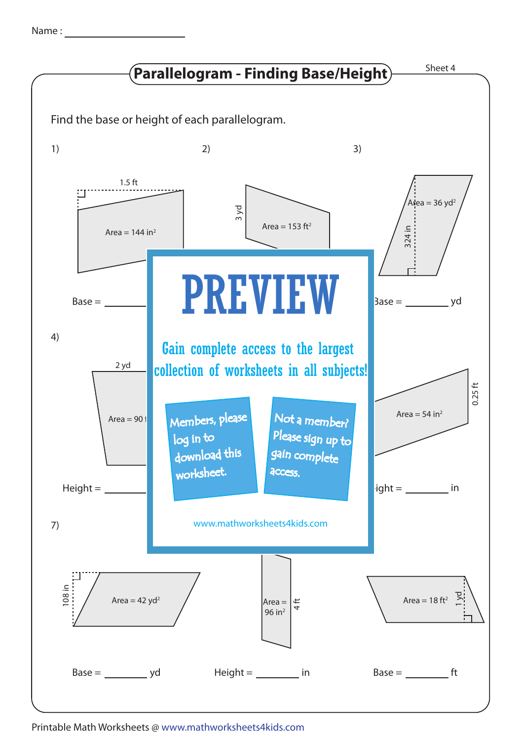Name : ____________________

# Parallelogram - Finding Base/Height

Sheet 4

Find the base or height of each parallelogram.

1)

1.5 ft

Area = 144 in²

Base = ________

2)

3 yd

Area = 153 ft²

3)

Area = 36 yd²

324 in

Base = ________ yd

4)

2 yd

Area = 90 f

Height = ________

Area = 54 in²

0.25 ft

Height = ________ in

**PREVIEW**

Gain complete access to the largest collection of worksheets in all subjects!

Members, please log in to download this worksheet.

Not a member? Please sign up to gain complete access.

www.mathworksheets4kids.com

7)

108 in

Area = 42 yd²

Base = ________ yd

Area = 96 in²

4 ft

Height = ________ in

Area = 18 ft²

1 yd

Base = ________ ft

Printable Math Worksheets @ www.mathworksheets4kids.com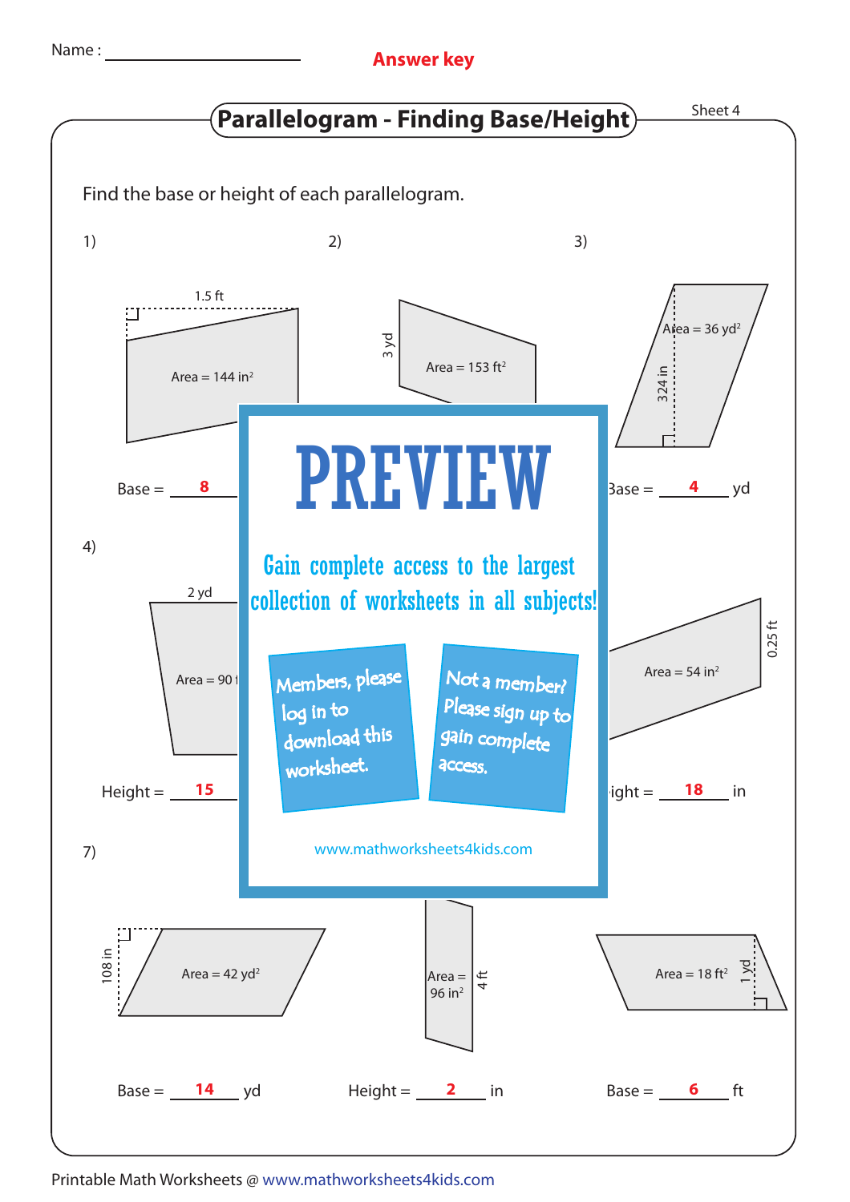Name : ____________________

**Answer key**

# Parallelogram - Finding Base/Height

Sheet 4

Find the base or height of each parallelogram.

1)

1.5 ft

Area = 144 in$^2$

Base = **8**

2)

3 yd

Area = 153 ft$^2$

3)

Area = 36 yd$^2$

324 in

Base = **4** yd

4)

2 yd

Area = 90 f

Height = **15**

Area = 54 in$^2$

0.25 ft

Height = **18** in

**PREVIEW**

Gain complete access to the largest collection of worksheets in all subjects!

Members, please log in to download this worksheet.

Not a member? Please sign up to gain complete access.

www.mathworksheets4kids.com

7)

108 in

Area = 42 yd$^2$

Base = **14** yd

Area = 96 in$^2$

4 ft

Height = **2** in

Area = 18 ft$^2$

1 yd

Base = **6** ft

Printable Math Worksheets @ www.mathworksheets4kids.com